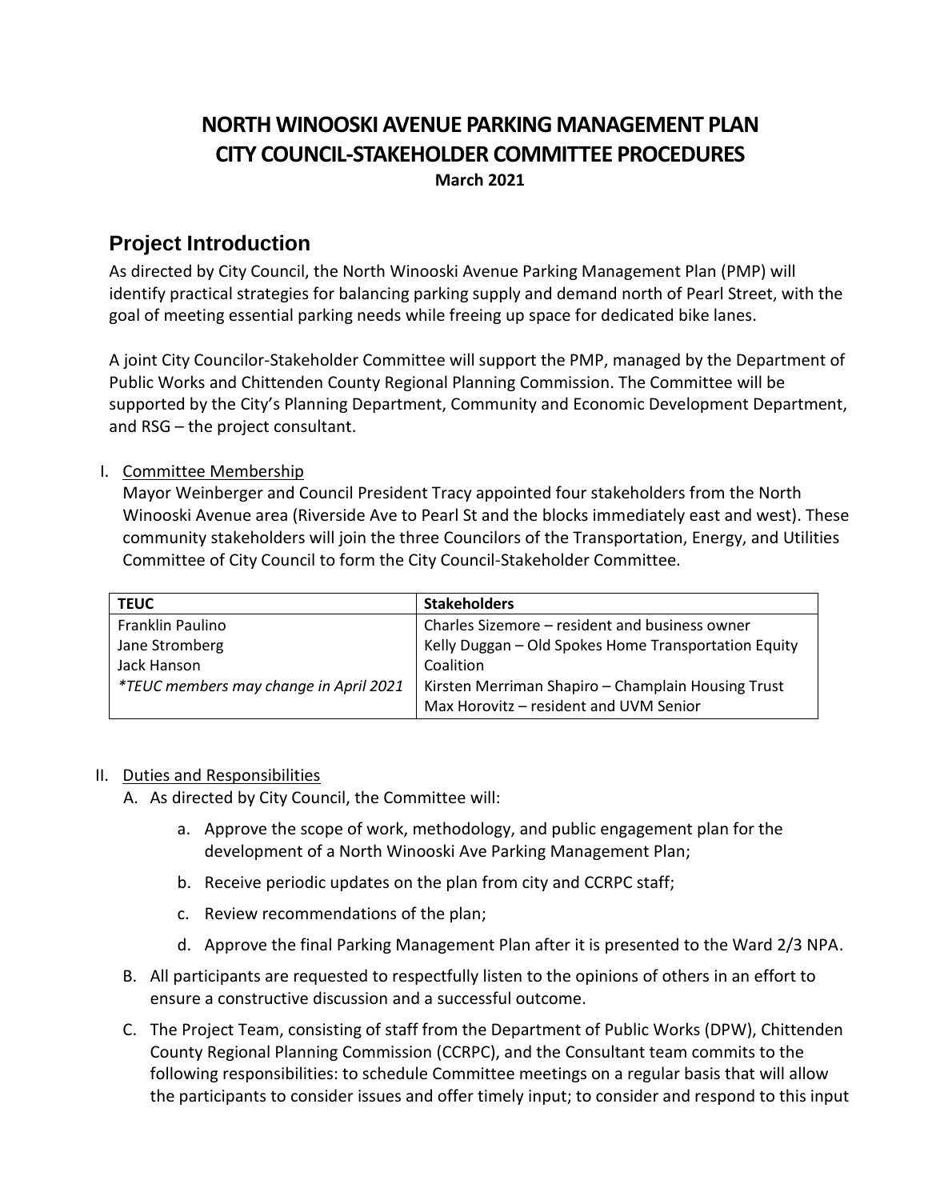# NORTH WINOOSKI AVENUE PARKING MANAGEMENT PLAN
# CITY COUNCIL-STAKEHOLDER COMMITTEE PROCEDURES

**March 2021**

## Project Introduction

As directed by City Council, the North Winooski Avenue Parking Management Plan (PMP) will identify practical strategies for balancing parking supply and demand north of Pearl Street, with the goal of meeting essential parking needs while freeing up space for dedicated bike lanes.

A joint City Councilor-Stakeholder Committee will support the PMP, managed by the Department of Public Works and Chittenden County Regional Planning Commission. The Committee will be supported by the City's Planning Department, Community and Economic Development Department, and RSG – the project consultant.

I. Committee Membership

Mayor Weinberger and Council President Tracy appointed four stakeholders from the North Winooski Avenue area (Riverside Ave to Pearl St and the blocks immediately east and west). These community stakeholders will join the three Councilors of the Transportation, Energy, and Utilities Committee of City Council to form the City Council-Stakeholder Committee.

| TEUC | Stakeholders |
|---|---|
| Franklin Paulino | Charles Sizemore – resident and business owner |
| Jane Stromberg | Kelly Duggan – Old Spokes Home Transportation Equity Coalition |
| Jack Hanson | Kirsten Merriman Shapiro – Champlain Housing Trust |
| *\*TEUC members may change in April 2021* | Max Horovitz – resident and UVM Senior |

II. Duties and Responsibilities

A. As directed by City Council, the Committee will:

a. Approve the scope of work, methodology, and public engagement plan for the development of a North Winooski Ave Parking Management Plan;

b. Receive periodic updates on the plan from city and CCRPC staff;

c. Review recommendations of the plan;

d. Approve the final Parking Management Plan after it is presented to the Ward 2/3 NPA.

B. All participants are requested to respectfully listen to the opinions of others in an effort to ensure a constructive discussion and a successful outcome.

C. The Project Team, consisting of staff from the Department of Public Works (DPW), Chittenden County Regional Planning Commission (CCRPC), and the Consultant team commits to the following responsibilities: to schedule Committee meetings on a regular basis that will allow the participants to consider issues and offer timely input; to consider and respond to this input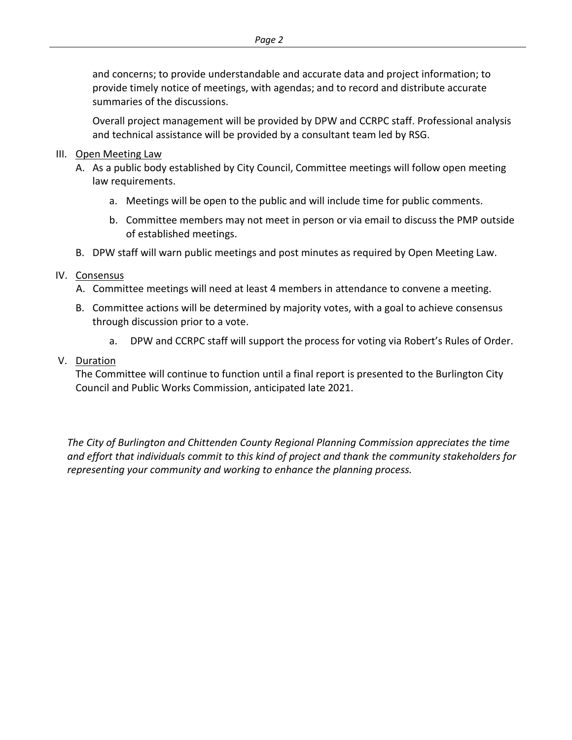and concerns; to provide understandable and accurate data and project information; to provide timely notice of meetings, with agendas; and to record and distribute accurate summaries of the discussions.

Overall project management will be provided by DPW and CCRPC staff. Professional analysis and technical assistance will be provided by a consultant team led by RSG.

III. Open Meeting Law

   A. As a public body established by City Council, Committee meetings will follow open meeting law requirements.

      a. Meetings will be open to the public and will include time for public comments.

      b. Committee members may not meet in person or via email to discuss the PMP outside of established meetings.

   B. DPW staff will warn public meetings and post minutes as required by Open Meeting Law.

IV. Consensus

   A. Committee meetings will need at least 4 members in attendance to convene a meeting.

   B. Committee actions will be determined by majority votes, with a goal to achieve consensus through discussion prior to a vote.

      a. DPW and CCRPC staff will support the process for voting via Robert's Rules of Order.

V. Duration

The Committee will continue to function until a final report is presented to the Burlington City Council and Public Works Commission, anticipated late 2021.

*The City of Burlington and Chittenden County Regional Planning Commission appreciates the time and effort that individuals commit to this kind of project and thank the community stakeholders for representing your community and working to enhance the planning process.*